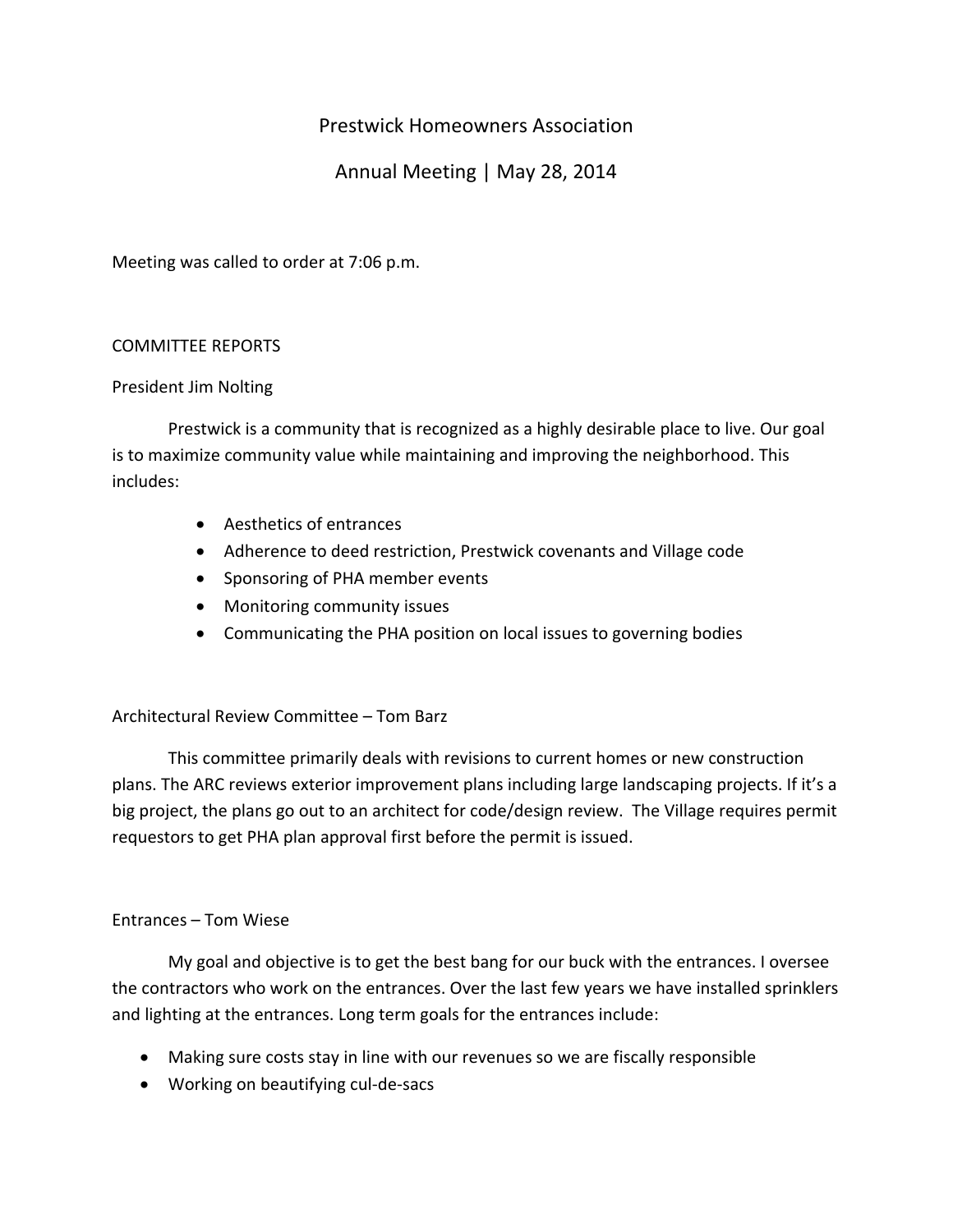# Prestwick Homeowners Association

## Annual Meeting | May 28, 2014

Meeting was called to order at 7:06 p.m.

COMMITTEE REPORTS

President Jim Nolting

Prestwick is a community that is recognized as a highly desirable place to live. Our goal is to maximize community value while maintaining and improving the neighborhood. This includes:

- Aesthetics of entrances
- Adherence to deed restriction, Prestwick covenants and Village code
- Sponsoring of PHA member events
- Monitoring community issues
- Communicating the PHA position on local issues to governing bodies

Architectural Review Committee – Tom Barz

This committee primarily deals with revisions to current homes or new construction plans. The ARC reviews exterior improvement plans including large landscaping projects. If it's a big project, the plans go out to an architect for code/design review. The Village requires permit requestors to get PHA plan approval first before the permit is issued.

Entrances – Tom Wiese

My goal and objective is to get the best bang for our buck with the entrances. I oversee the contractors who work on the entrances. Over the last few years we have installed sprinklers and lighting at the entrances. Long term goals for the entrances include:

- Making sure costs stay in line with our revenues so we are fiscally responsible
- Working on beautifying cul-de-sacs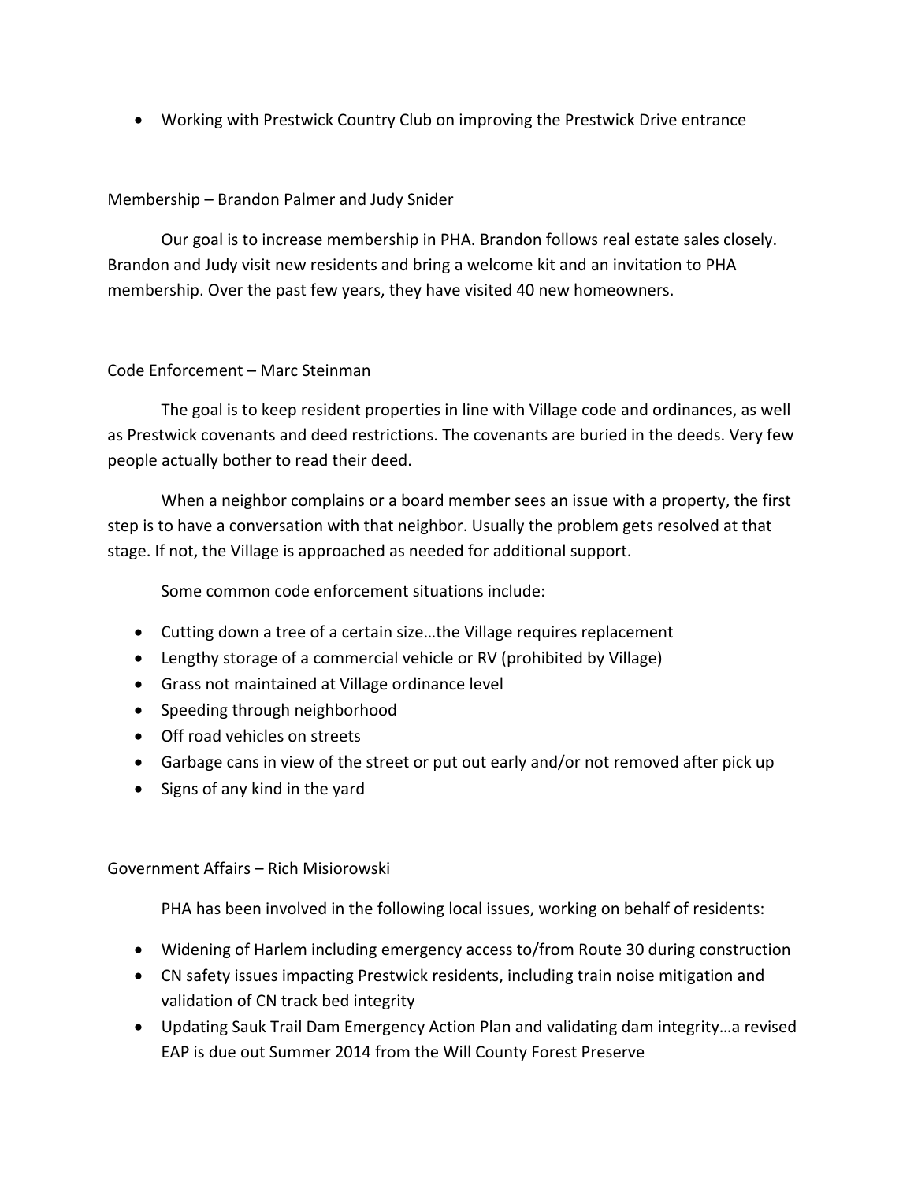- Working with Prestwick Country Club on improving the Prestwick Drive entrance

## Membership – Brandon Palmer and Judy Snider

Our goal is to increase membership in PHA. Brandon follows real estate sales closely. Brandon and Judy visit new residents and bring a welcome kit and an invitation to PHA membership. Over the past few years, they have visited 40 new homeowners.

## Code Enforcement – Marc Steinman

The goal is to keep resident properties in line with Village code and ordinances, as well as Prestwick covenants and deed restrictions. The covenants are buried in the deeds. Very few people actually bother to read their deed.

When a neighbor complains or a board member sees an issue with a property, the first step is to have a conversation with that neighbor. Usually the problem gets resolved at that stage. If not, the Village is approached as needed for additional support.

Some common code enforcement situations include:

- Cutting down a tree of a certain size…the Village requires replacement
- Lengthy storage of a commercial vehicle or RV (prohibited by Village)
- Grass not maintained at Village ordinance level
- Speeding through neighborhood
- Off road vehicles on streets
- Garbage cans in view of the street or put out early and/or not removed after pick up
- Signs of any kind in the yard

## Government Affairs – Rich Misiorowski

PHA has been involved in the following local issues, working on behalf of residents:

- Widening of Harlem including emergency access to/from Route 30 during construction
- CN safety issues impacting Prestwick residents, including train noise mitigation and validation of CN track bed integrity
- Updating Sauk Trail Dam Emergency Action Plan and validating dam integrity…a revised EAP is due out Summer 2014 from the Will County Forest Preserve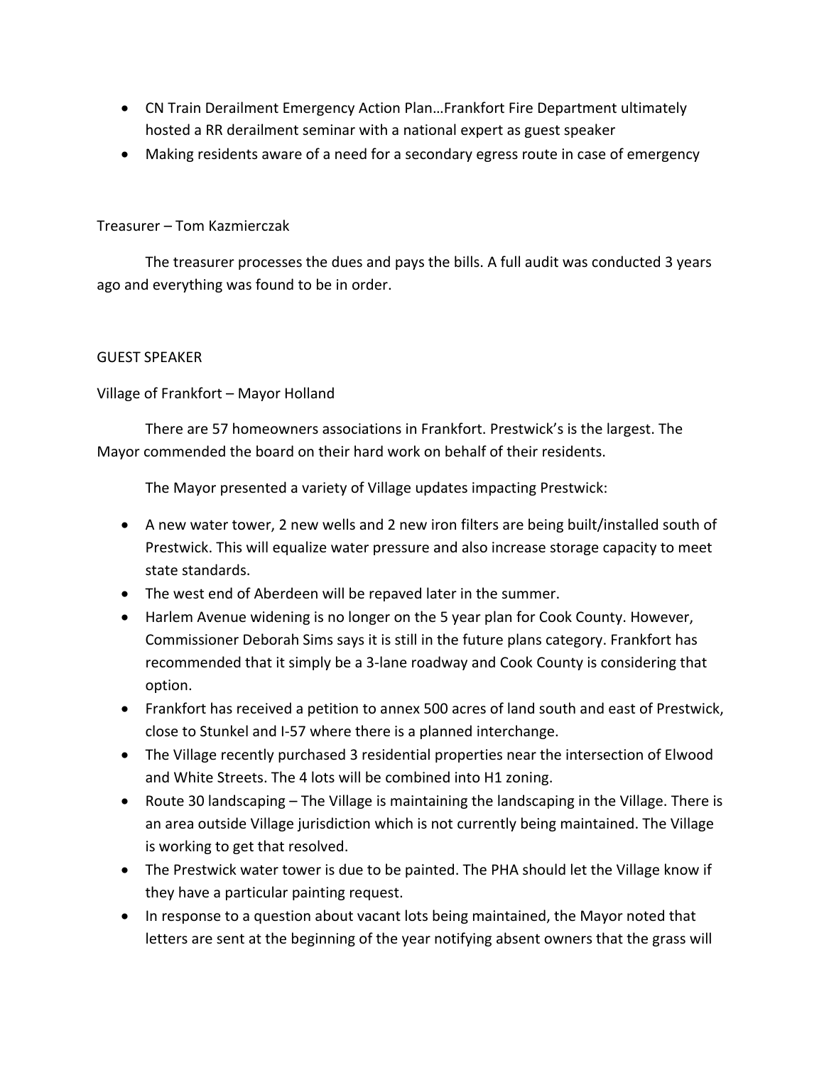- CN Train Derailment Emergency Action Plan…Frankfort Fire Department ultimately hosted a RR derailment seminar with a national expert as guest speaker
- Making residents aware of a need for a secondary egress route in case of emergency

Treasurer – Tom Kazmierczak

The treasurer processes the dues and pays the bills. A full audit was conducted 3 years ago and everything was found to be in order.

GUEST SPEAKER

Village of Frankfort – Mayor Holland

There are 57 homeowners associations in Frankfort. Prestwick's is the largest. The Mayor commended the board on their hard work on behalf of their residents.

The Mayor presented a variety of Village updates impacting Prestwick:

- A new water tower, 2 new wells and 2 new iron filters are being built/installed south of Prestwick. This will equalize water pressure and also increase storage capacity to meet state standards.
- The west end of Aberdeen will be repaved later in the summer.
- Harlem Avenue widening is no longer on the 5 year plan for Cook County. However, Commissioner Deborah Sims says it is still in the future plans category. Frankfort has recommended that it simply be a 3-lane roadway and Cook County is considering that option.
- Frankfort has received a petition to annex 500 acres of land south and east of Prestwick, close to Stunkel and I-57 where there is a planned interchange.
- The Village recently purchased 3 residential properties near the intersection of Elwood and White Streets. The 4 lots will be combined into H1 zoning.
- Route 30 landscaping – The Village is maintaining the landscaping in the Village. There is an area outside Village jurisdiction which is not currently being maintained. The Village is working to get that resolved.
- The Prestwick water tower is due to be painted. The PHA should let the Village know if they have a particular painting request.
- In response to a question about vacant lots being maintained, the Mayor noted that letters are sent at the beginning of the year notifying absent owners that the grass will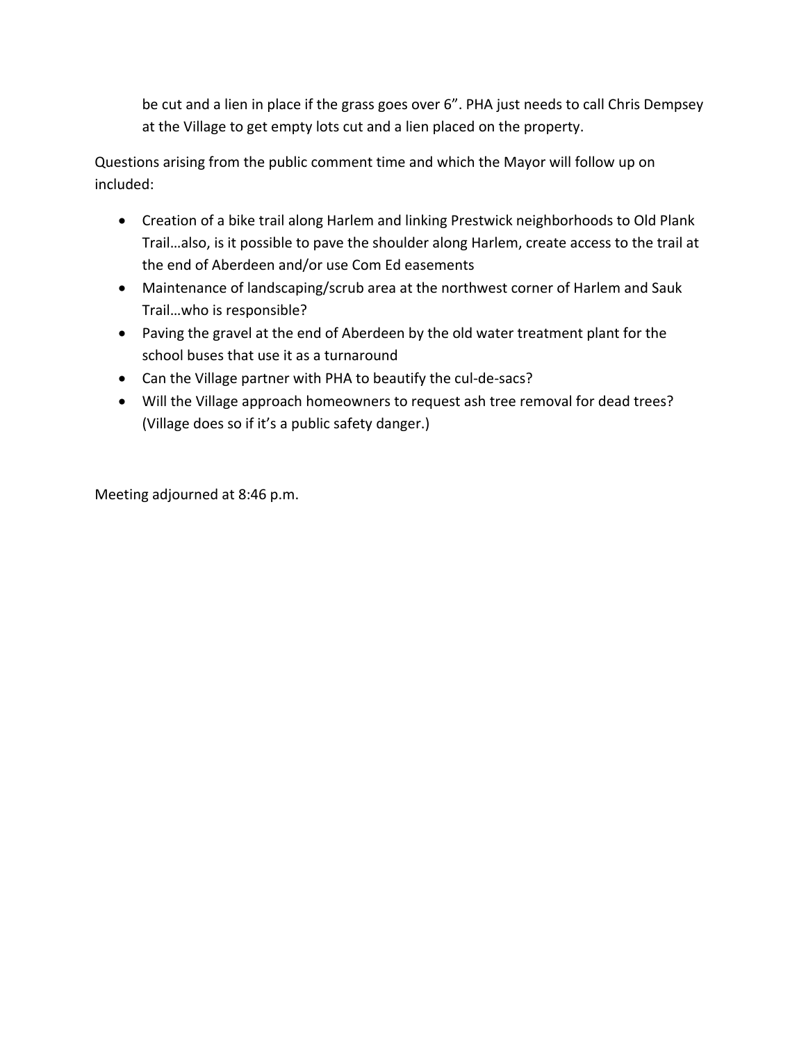be cut and a lien in place if the grass goes over 6”. PHA just needs to call Chris Dempsey at the Village to get empty lots cut and a lien placed on the property.

Questions arising from the public comment time and which the Mayor will follow up on included:

- Creation of a bike trail along Harlem and linking Prestwick neighborhoods to Old Plank Trail…also, is it possible to pave the shoulder along Harlem, create access to the trail at the end of Aberdeen and/or use Com Ed easements
- Maintenance of landscaping/scrub area at the northwest corner of Harlem and Sauk Trail…who is responsible?
- Paving the gravel at the end of Aberdeen by the old water treatment plant for the school buses that use it as a turnaround
- Can the Village partner with PHA to beautify the cul-de-sacs?
- Will the Village approach homeowners to request ash tree removal for dead trees? (Village does so if it’s a public safety danger.)

Meeting adjourned at 8:46 p.m.